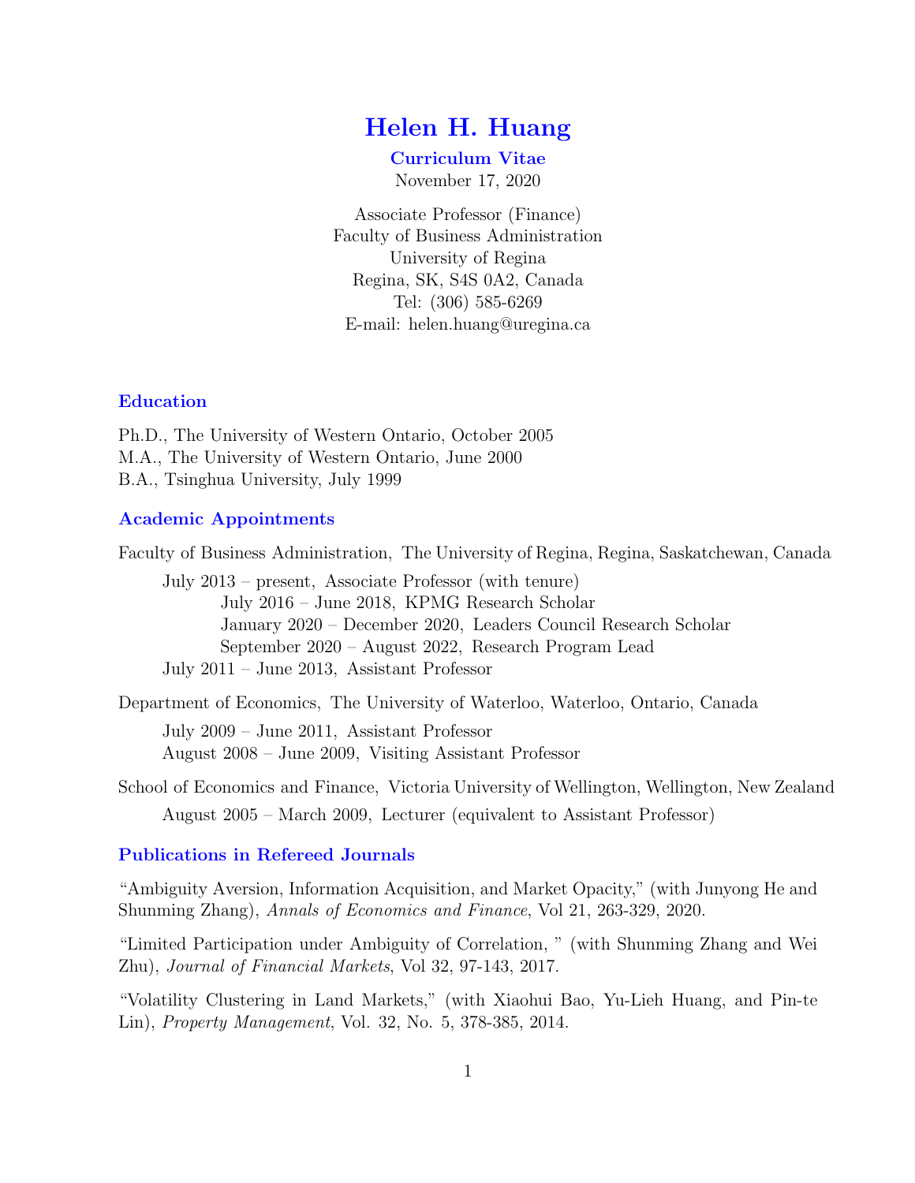# Helen H. Huang

**Curriculum Vitae**

November 17, 2020

Associate Professor (Finance)
Faculty of Business Administration
University of Regina
Regina, SK, S4S 0A2, Canada
Tel: (306) 585-6269
E-mail: helen.huang@uregina.ca

## Education

Ph.D., The University of Western Ontario, October 2005
M.A., The University of Western Ontario, June 2000
B.A., Tsinghua University, July 1999

## Academic Appointments

Faculty of Business Administration, The University of Regina, Regina, Saskatchewan, Canada

- July 2013 – present, Associate Professor (with tenure)
  - July 2016 – June 2018, KPMG Research Scholar
  - January 2020 – December 2020, Leaders Council Research Scholar
  - September 2020 – August 2022, Research Program Lead
- July 2011 – June 2013, Assistant Professor

Department of Economics, The University of Waterloo, Waterloo, Ontario, Canada

- July 2009 – June 2011, Assistant Professor
- August 2008 – June 2009, Visiting Assistant Professor

School of Economics and Finance, Victoria University of Wellington, Wellington, New Zealand

- August 2005 – March 2009, Lecturer (equivalent to Assistant Professor)

## Publications in Refereed Journals

"Ambiguity Aversion, Information Acquisition, and Market Opacity," (with Junyong He and Shunming Zhang), *Annals of Economics and Finance*, Vol 21, 263-329, 2020.

"Limited Participation under Ambiguity of Correlation, " (with Shunming Zhang and Wei Zhu), *Journal of Financial Markets*, Vol 32, 97-143, 2017.

"Volatility Clustering in Land Markets," (with Xiaohui Bao, Yu-Lieh Huang, and Pin-te Lin), *Property Management*, Vol. 32, No. 5, 378-385, 2014.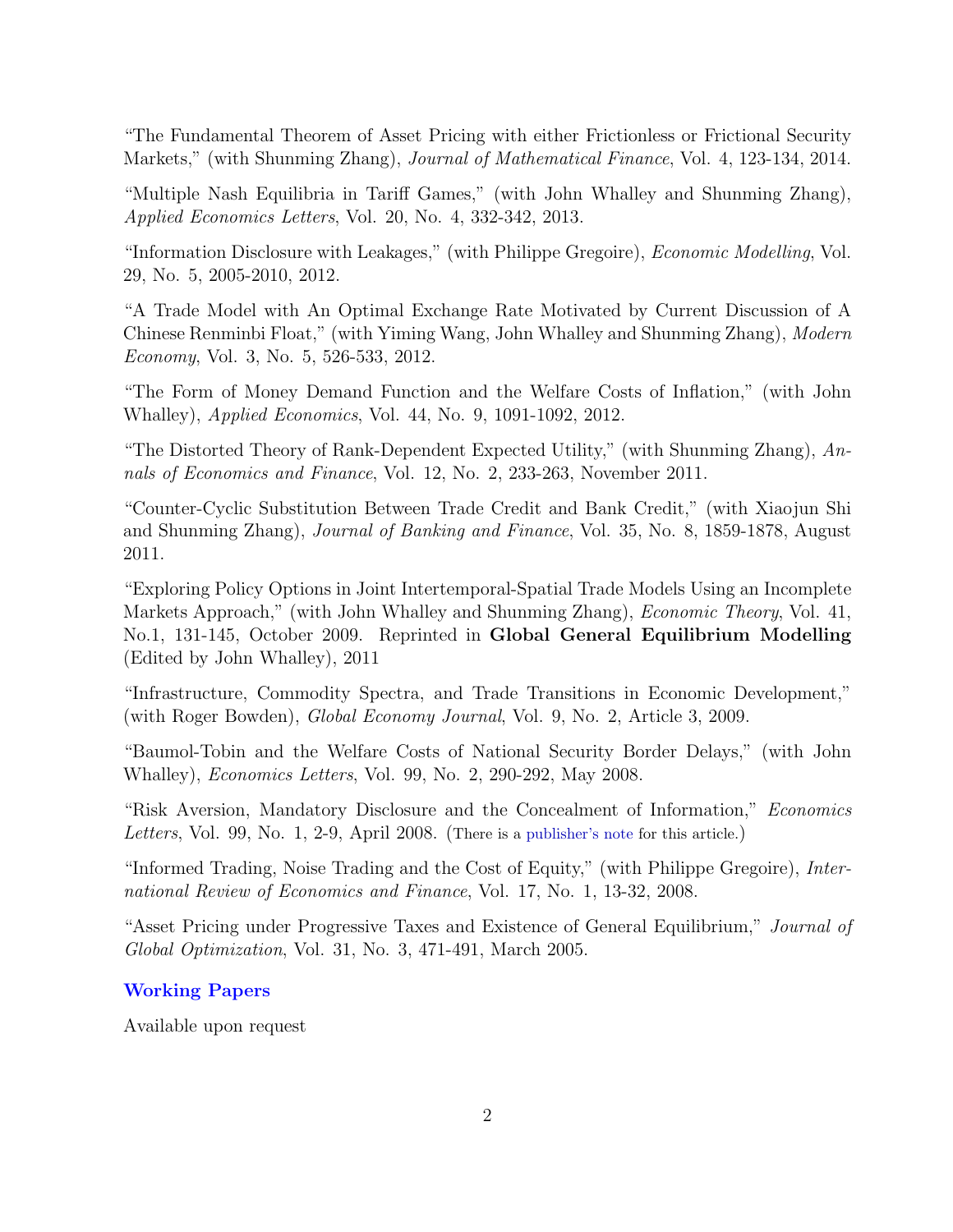"The Fundamental Theorem of Asset Pricing with either Frictionless or Frictional Security Markets," (with Shunming Zhang), *Journal of Mathematical Finance*, Vol. 4, 123-134, 2014.

"Multiple Nash Equilibria in Tariff Games," (with John Whalley and Shunming Zhang), *Applied Economics Letters*, Vol. 20, No. 4, 332-342, 2013.

"Information Disclosure with Leakages," (with Philippe Gregoire), *Economic Modelling*, Vol. 29, No. 5, 2005-2010, 2012.

"A Trade Model with An Optimal Exchange Rate Motivated by Current Discussion of A Chinese Renminbi Float," (with Yiming Wang, John Whalley and Shunming Zhang), *Modern Economy*, Vol. 3, No. 5, 526-533, 2012.

"The Form of Money Demand Function and the Welfare Costs of Inflation," (with John Whalley), *Applied Economics*, Vol. 44, No. 9, 1091-1092, 2012.

"The Distorted Theory of Rank-Dependent Expected Utility," (with Shunming Zhang), *Annals of Economics and Finance*, Vol. 12, No. 2, 233-263, November 2011.

"Counter-Cyclic Substitution Between Trade Credit and Bank Credit," (with Xiaojun Shi and Shunming Zhang), *Journal of Banking and Finance*, Vol. 35, No. 8, 1859-1878, August 2011.

"Exploring Policy Options in Joint Intertemporal-Spatial Trade Models Using an Incomplete Markets Approach," (with John Whalley and Shunming Zhang), *Economic Theory*, Vol. 41, No.1, 131-145, October 2009. Reprinted in **Global General Equilibrium Modelling** (Edited by John Whalley), 2011

"Infrastructure, Commodity Spectra, and Trade Transitions in Economic Development," (with Roger Bowden), *Global Economy Journal*, Vol. 9, No. 2, Article 3, 2009.

"Baumol-Tobin and the Welfare Costs of National Security Border Delays," (with John Whalley), *Economics Letters*, Vol. 99, No. 2, 290-292, May 2008.

"Risk Aversion, Mandatory Disclosure and the Concealment of Information," *Economics Letters*, Vol. 99, No. 1, 2-9, April 2008. (There is a publisher's note for this article.)

"Informed Trading, Noise Trading and the Cost of Equity," (with Philippe Gregoire), *International Review of Economics and Finance*, Vol. 17, No. 1, 13-32, 2008.

"Asset Pricing under Progressive Taxes and Existence of General Equilibrium," *Journal of Global Optimization*, Vol. 31, No. 3, 471-491, March 2005.

## Working Papers

Available upon request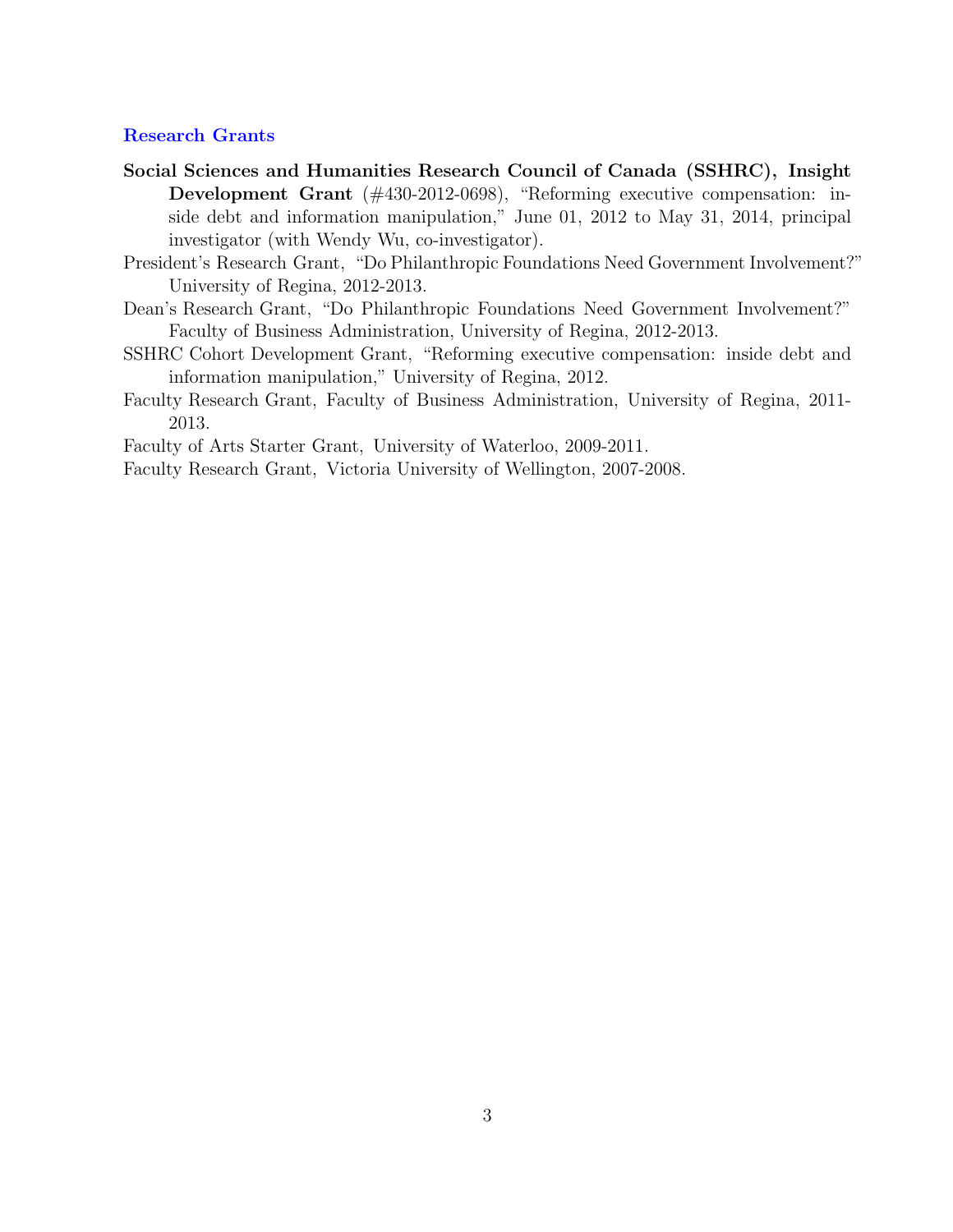## Research Grants

**Social Sciences and Humanities Research Council of Canada (SSHRC), Insight Development Grant** (#430-2012-0698), "Reforming executive compensation: inside debt and information manipulation," June 01, 2012 to May 31, 2014, principal investigator (with Wendy Wu, co-investigator).

President's Research Grant, "Do Philanthropic Foundations Need Government Involvement?" University of Regina, 2012-2013.

Dean's Research Grant, "Do Philanthropic Foundations Need Government Involvement?" Faculty of Business Administration, University of Regina, 2012-2013.

SSHRC Cohort Development Grant, "Reforming executive compensation: inside debt and information manipulation," University of Regina, 2012.

Faculty Research Grant, Faculty of Business Administration, University of Regina, 2011-2013.

Faculty of Arts Starter Grant, University of Waterloo, 2009-2011.

Faculty Research Grant, Victoria University of Wellington, 2007-2008.